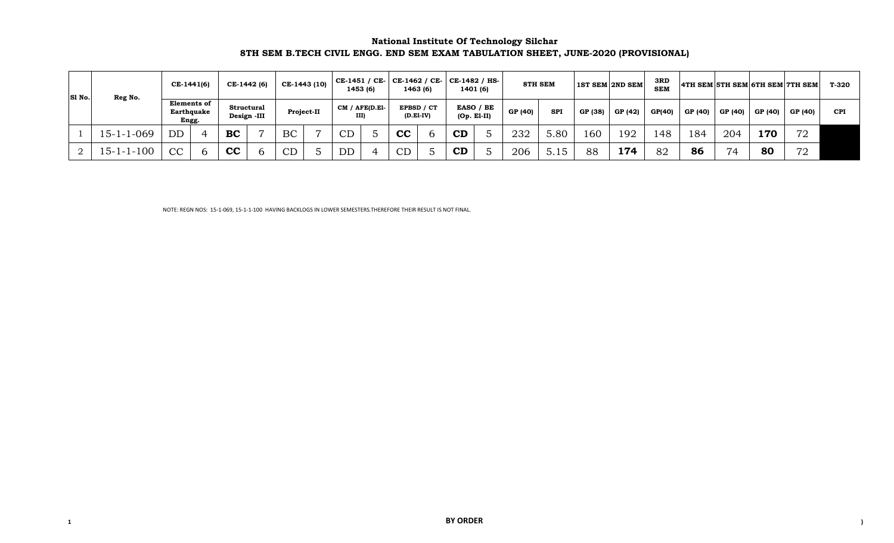**National Institute Of Technology Silchar**

**8TH SEM B.TECH CIVIL ENGG. END SEM EXAM TABULATION SHEET, JUNE-2020 (PROVISIONAL)**

| Sl No. | Reg No. | CE-1441(6) | | CE-1442 (6) | | CE-1443 (10) | | CE-1451 / CE-1453 (6) | | CE-1462 / CE-1463 (6) | | CE-1482 / HS-1401 (6) | | 8TH SEM | | 1ST SEM | 2ND SEM | 3RD SEM | 4TH SEM | 5TH SEM | 6TH SEM | 7TH SEM | T-320 |
|---|---|---|---|---|---|---|---|---|---|---|---|---|---|---|---|---|---|---|---|---|---|---|---|
| | | Elements of Earthquake Engg. | | Structural Design -III | | Project-II | | CM / AFE(D.El-III) | | EPBSD / CT (D.El-IV) | | EASO / BE (Op. El-II) | | GP (40) | SPI | GP (38) | GP (42) | GP(40) | GP (40) | GP (40) | GP (40) | GP (40) | CPI |
| 1 | 15-1-1-069 | DD | 4 | **BC** | 7 | BC | 7 | CD | 5 | **CC** | 6 | **CD** | 5 | 232 | 5.80 | 160 | 192 | 148 | 184 | 204 | **170** | 72 | |
| 2 | 15-1-1-100 | CC | 6 | **CC** | 6 | CD | 5 | DD | 4 | CD | 5 | **CD** | 5 | 206 | 5.15 | 88 | **174** | 82 | **86** | 74 | **80** | 72 | |

NOTE: REGN NOS: 15-1-069, 15-1-1-100 HAVING BACKLOGS IN LOWER SEMESTERS.THEREFORE THEIR RESULT IS NOT FINAL.

**BY ORDER**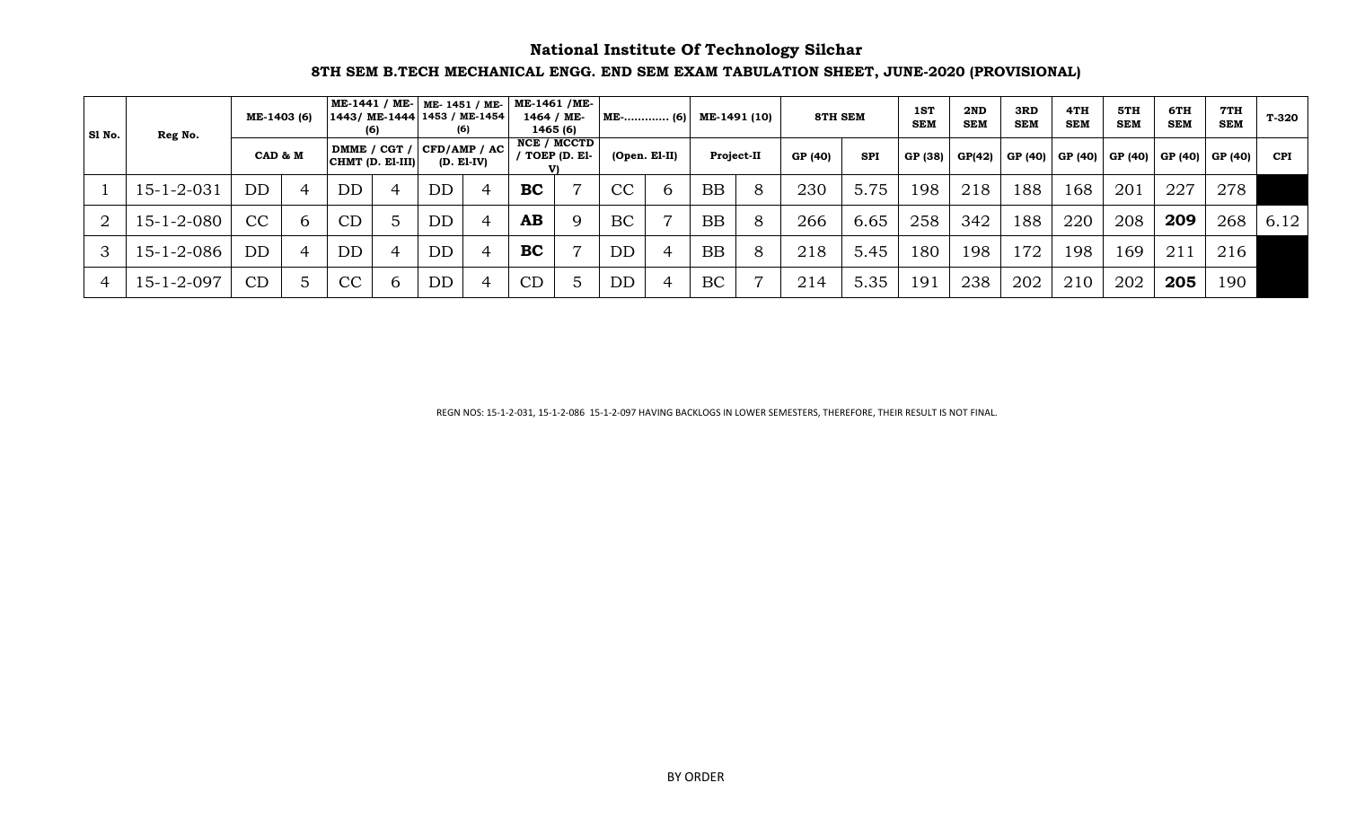# National Institute Of Technology Silchar

## 8TH SEM B.TECH MECHANICAL ENGG. END SEM EXAM TABULATION SHEET, JUNE-2020 (PROVISIONAL)

| Sl No. | Reg No. | ME-1403 (6) | | ME-1441 / ME-1443/ ME-1444 (6) | | ME- 1451 / ME-1453 / ME-1454 (6) | | ME-1461 /ME-1464 / ME-1465 (6) | | ME-............ (6) | | ME-1491 (10) | | 8TH SEM | | 1ST SEM | 2ND SEM | 3RD SEM | 4TH SEM | 5TH SEM | 6TH SEM | 7TH SEM | T-320 |
|---|---|---|---|---|---|---|---|---|---|---|---|---|---|---|---|---|---|---|---|---|---|---|---|
| | | CAD & M | | DMME / CGT / CHMT (D. El-III) | | CFD/AMP / AC (D. El-IV) | | NCE / MCCTD / TOEP (D. El-V) | | (Open. El-II) | | Project-II | | GP (40) | SPI | GP (38) | GP(42) | GP (40) | GP (40) | GP (40) | GP (40) | GP (40) | CPI |
| 1 | 15-1-2-031 | DD | 4 | DD | 4 | DD | 4 | **BC** | 7 | CC | 6 | BB | 8 | 230 | 5.75 | 198 | 218 | 188 | 168 | 201 | 227 | 278 | |
| 2 | 15-1-2-080 | CC | 6 | CD | 5 | DD | 4 | **AB** | 9 | BC | 7 | BB | 8 | 266 | 6.65 | 258 | 342 | 188 | 220 | 208 | **209** | 268 | 6.12 |
| 3 | 15-1-2-086 | DD | 4 | DD | 4 | DD | 4 | **BC** | 7 | DD | 4 | BB | 8 | 218 | 5.45 | 180 | 198 | 172 | 198 | 169 | 211 | 216 | |
| 4 | 15-1-2-097 | CD | 5 | CC | 6 | DD | 4 | CD | 5 | DD | 4 | BC | 7 | 214 | 5.35 | 191 | 238 | 202 | 210 | 202 | **205** | 190 | |

REGN NOS: 15-1-2-031, 15-1-2-086 15-1-2-097 HAVING BACKLOGS IN LOWER SEMESTERS, THEREFORE, THEIR RESULT IS NOT FINAL.

BY ORDER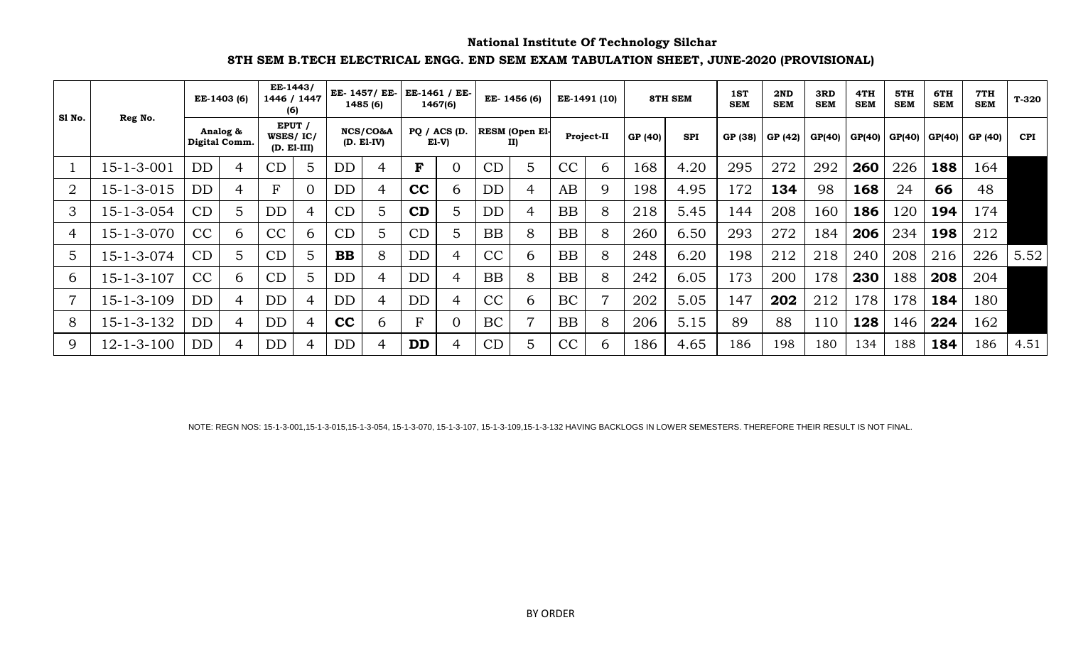**National Institute Of Technology Silchar**

**8TH SEM B.TECH ELECTRICAL ENGG. END SEM EXAM TABULATION SHEET, JUNE-2020 (PROVISIONAL)**

| Sl No. | Reg No. | EE-1403 (6) | | EE-1443/ 1446 / 1447 (6) | | EE- 1457/ EE-1485 (6) | | EE-1461 / EE-1467(6) | | EE- 1456 (6) | | EE-1491 (10) | | 8TH SEM | | 1ST SEM | 2ND SEM | 3RD SEM | 4TH SEM | 5TH SEM | 6TH SEM | 7TH SEM | T-320 |
|---|---|---|---|---|---|---|---|---|---|---|---|---|---|---|---|---|---|---|---|---|---|---|---|
| | | Analog & Digital Comm. | | EPUT / WSES/ IC/ (D. El-III) | | NCS/CO&A (D. El-IV) | | PQ / ACS (D. El-V) | | RESM (Open El-II) | | Project-II | | GP (40) | SPI | GP (38) | GP (42) | GP(40) | GP(40) | GP(40) | GP(40) | GP (40) | CPI |
| 1 | 15-1-3-001 | DD | 4 | CD | 5 | DD | 4 | **F** | 0 | CD | 5 | CC | 6 | 168 | 4.20 | 295 | 272 | 292 | **260** | 226 | **188** | 164 | |
| 2 | 15-1-3-015 | DD | 4 | F | 0 | DD | 4 | **CC** | 6 | DD | 4 | AB | 9 | 198 | 4.95 | 172 | **134** | 98 | **168** | 24 | **66** | 48 | |
| 3 | 15-1-3-054 | CD | 5 | DD | 4 | CD | 5 | **CD** | 5 | DD | 4 | BB | 8 | 218 | 5.45 | 144 | 208 | 160 | **186** | 120 | **194** | 174 | |
| 4 | 15-1-3-070 | CC | 6 | CC | 6 | CD | 5 | CD | 5 | BB | 8 | BB | 8 | 260 | 6.50 | 293 | 272 | 184 | **206** | 234 | **198** | 212 | |
| 5 | 15-1-3-074 | CD | 5 | CD | 5 | **BB** | 8 | DD | 4 | CC | 6 | BB | 8 | 248 | 6.20 | 198 | 212 | 218 | 240 | 208 | 216 | 226 | 5.52 |
| 6 | 15-1-3-107 | CC | 6 | CD | 5 | DD | 4 | DD | 4 | BB | 8 | BB | 8 | 242 | 6.05 | 173 | 200 | 178 | **230** | 188 | **208** | 204 | |
| 7 | 15-1-3-109 | DD | 4 | DD | 4 | DD | 4 | DD | 4 | CC | 6 | BC | 7 | 202 | 5.05 | 147 | **202** | 212 | 178 | 178 | **184** | 180 | |
| 8 | 15-1-3-132 | DD | 4 | DD | 4 | **CC** | 6 | F | 0 | BC | 7 | BB | 8 | 206 | 5.15 | 89 | 88 | 110 | **128** | 146 | **224** | 162 | |
| 9 | 12-1-3-100 | DD | 4 | DD | 4 | DD | 4 | **DD** | 4 | CD | 5 | CC | 6 | 186 | 4.65 | 186 | 198 | 180 | 134 | 188 | **184** | 186 | 4.51 |

NOTE: REGN NOS: 15-1-3-001,15-1-3-015,15-1-3-054, 15-1-3-070, 15-1-3-107, 15-1-3-109,15-1-3-132 HAVING BACKLOGS IN LOWER SEMESTERS. THEREFORE THEIR RESULT IS NOT FINAL.

BY ORDER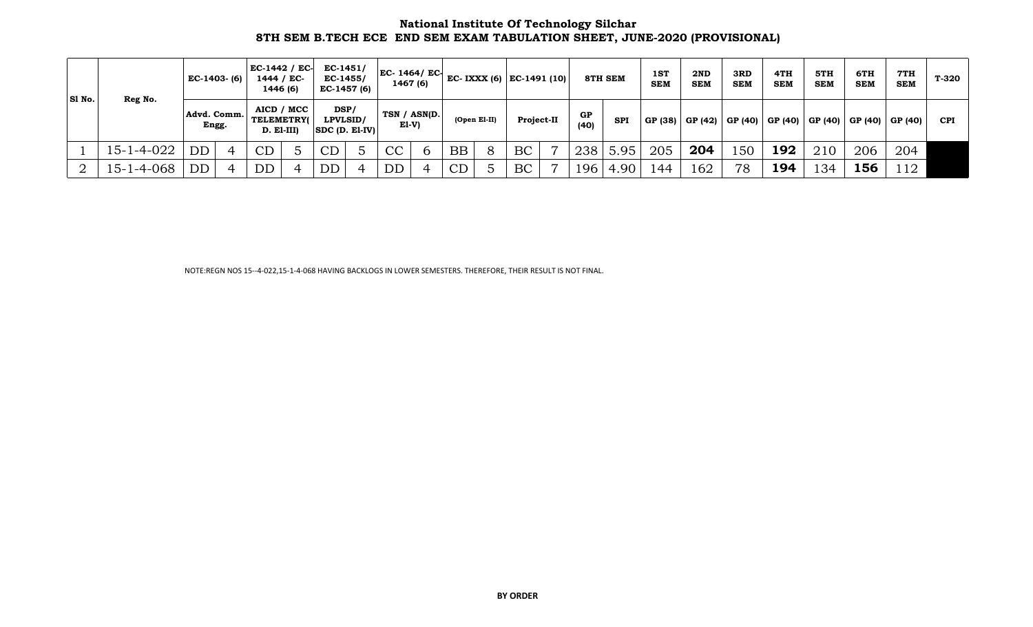**National Institute Of Technology Silchar**
**8TH SEM B.TECH ECE END SEM EXAM TABULATION SHEET, JUNE-2020 (PROVISIONAL)**

| Sl No. | Reg No. | EC-1403- (6) | | EC-1442 / EC-1444 / EC-1446 (6) | | EC-1451/ EC-1455/ EC-1457 (6) | | EC- 1464/ EC-1467 (6) | | EC- IXXX (6) | | EC-1491 (10) | | 8TH SEM | | 1ST SEM | 2ND SEM | 3RD SEM | 4TH SEM | 5TH SEM | 6TH SEM | 7TH SEM | T-320 |
|---|---|---|---|---|---|---|---|---|---|---|---|---|---|---|---|---|---|---|---|---|---|---|---|
| | | Advd. Comm. Engg. | | AICD / MCC TELEMETRY( D. El-III) | | DSP/ LPVLSID/ SDC (D. El-IV) | | TSN / ASN(D. El-V) | | (Open El-II) | | Project-II | | GP (40) | SPI | GP (38) | GP (42) | GP (40) | GP (40) | GP (40) | GP (40) | GP (40) | CPI |
| 1 | 15-1-4-022 | DD | 4 | CD | 5 | CD | 5 | CC | 6 | BB | 8 | BC | 7 | 238 | 5.95 | 205 | **204** | 150 | **192** | 210 | 206 | 204 | |
| 2 | 15-1-4-068 | DD | 4 | DD | 4 | DD | 4 | DD | 4 | CD | 5 | BC | 7 | 196 | 4.90 | 144 | 162 | 78 | **194** | 134 | **156** | 112 | |

NOTE:REGN NOS 15--4-022,15-1-4-068 HAVING BACKLOGS IN LOWER SEMESTERS. THEREFORE, THEIR RESULT IS NOT FINAL.

**BY ORDER**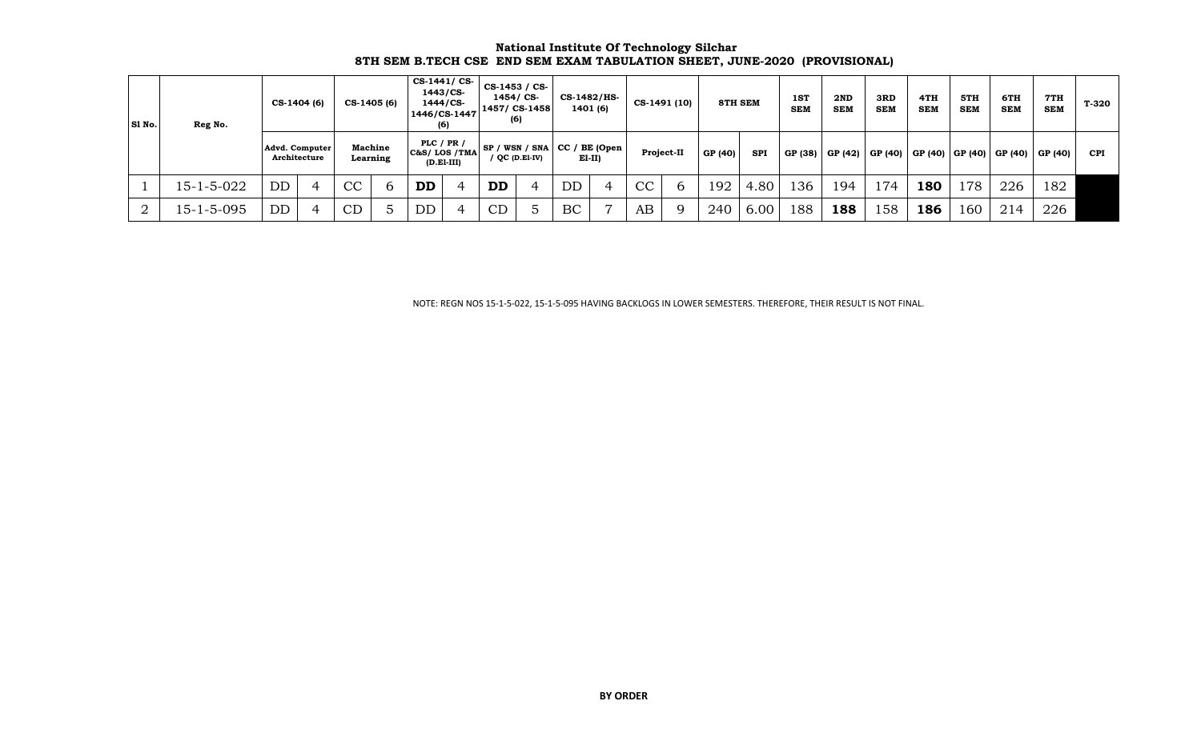**National Institute Of Technology Silchar**
**8TH SEM B.TECH CSE END SEM EXAM TABULATION SHEET, JUNE-2020 (PROVISIONAL)**

| Sl No. | Reg No. | CS-1404 (6) | | CS-1405 (6) | | CS-1441/ CS-1443/CS-1444/CS-1446/CS-1447 (6) | | CS-1453 / CS-1454/ CS-1457/ CS-1458 (6) | | CS-1482/HS-1401 (6) | | CS-1491 (10) | | 8TH SEM | | 1ST SEM | 2ND SEM | 3RD SEM | 4TH SEM | 5TH SEM | 6TH SEM | 7TH SEM | T-320 |
|---|---|---|---|---|---|---|---|---|---|---|---|---|---|---|---|---|---|---|---|---|---|---|---|
| | | Advd. Computer Architecture | | Machine Learning | | PLC / PR / C&S/ LOS /TMA (D.El-III) | | SP / WSN / SNA / QC (D.El-IV) | | CC / BE (Open El-II) | | Project-II | | GP (40) | SPI | GP (38) | GP (42) | GP (40) | GP (40) | GP (40) | GP (40) | GP (40) | CPI |
| 1 | 15-1-5-022 | DD | 4 | CC | 6 | **DD** | 4 | **DD** | 4 | DD | 4 | CC | 6 | 192 | 4.80 | 136 | 194 | 174 | **180** | 178 | 226 | 182 | |
| 2 | 15-1-5-095 | DD | 4 | CD | 5 | DD | 4 | CD | 5 | BC | 7 | AB | 9 | 240 | 6.00 | 188 | **188** | 158 | **186** | 160 | 214 | 226 | |

NOTE: REGN NOS 15-1-5-022, 15-1-5-095 HAVING BACKLOGS IN LOWER SEMESTERS. THEREFORE, THEIR RESULT IS NOT FINAL.

**BY ORDER**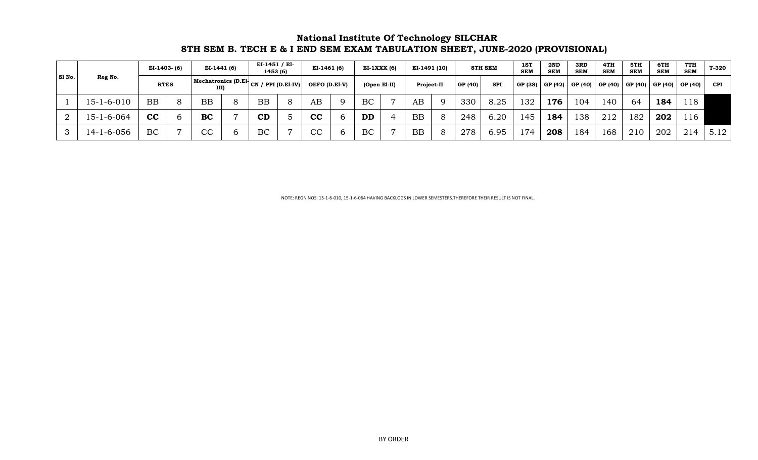## National Institute Of Technology SILCHAR
## 8TH SEM B. TECH E & I END SEM EXAM TABULATION SHEET, JUNE-2020 (PROVISIONAL)

| Sl No. | Reg No. | EI-1403- (6) | | EI-1441 (6) | | EI-1451 / EI-1453 (6) | | EI-1461 (6) | | EI-1XXX (6) | | EI-1491 (10) | | 8TH SEM | | 1ST SEM | 2ND SEM | 3RD SEM | 4TH SEM | 5TH SEM | 6TH SEM | 7TH SEM | T-320 |
|---|---|---|---|---|---|---|---|---|---|---|---|---|---|---|---|---|---|---|---|---|---|---|---|
| | | RTES | | Mechatronics (D.El-III) | | CN / PPI (D.El-IV) | | OEFO (D.El-V) | | (Open El-II) | | Project-II | | GP (40) | SPI | GP (38) | GP (42) | GP (40) | GP (40) | GP (40) | GP (40) | GP (40) | CPI |
| 1 | 15-1-6-010 | BB | 8 | BB | 8 | BB | 8 | AB | 9 | BC | 7 | AB | 9 | 330 | 8.25 | 132 | **176** | 104 | 140 | 64 | **184** | 118 | |
| 2 | 15-1-6-064 | **CC** | 6 | **BC** | 7 | **CD** | 5 | **CC** | 6 | **DD** | 4 | BB | 8 | 248 | 6.20 | 145 | **184** | 138 | 212 | 182 | **202** | 116 | |
| 3 | 14-1-6-056 | BC | 7 | CC | 6 | BC | 7 | CC | 6 | BC | 7 | BB | 8 | 278 | 6.95 | 174 | **208** | 184 | 168 | 210 | 202 | 214 | 5.12 |

NOTE: REGN NOS: 15-1-6-010, 15-1-6-064 HAVING BACKLOGS IN LOWER SEMESTERS.THEREFORE THEIR RESULT IS NOT FINAL.

BY ORDER